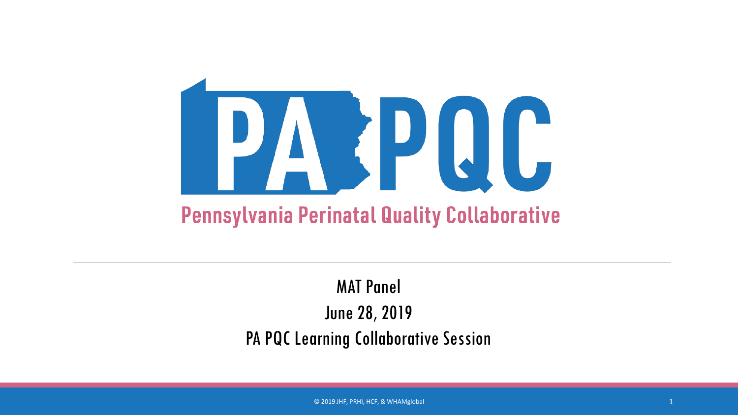# PA PQC

## Pennsylvania Perinatal Quality Collaborative

---

MAT Panel

June 28, 2019

PA PQC Learning Collaborative Session

© 2019 JHF, PRHI, HCF, & WHAMglobal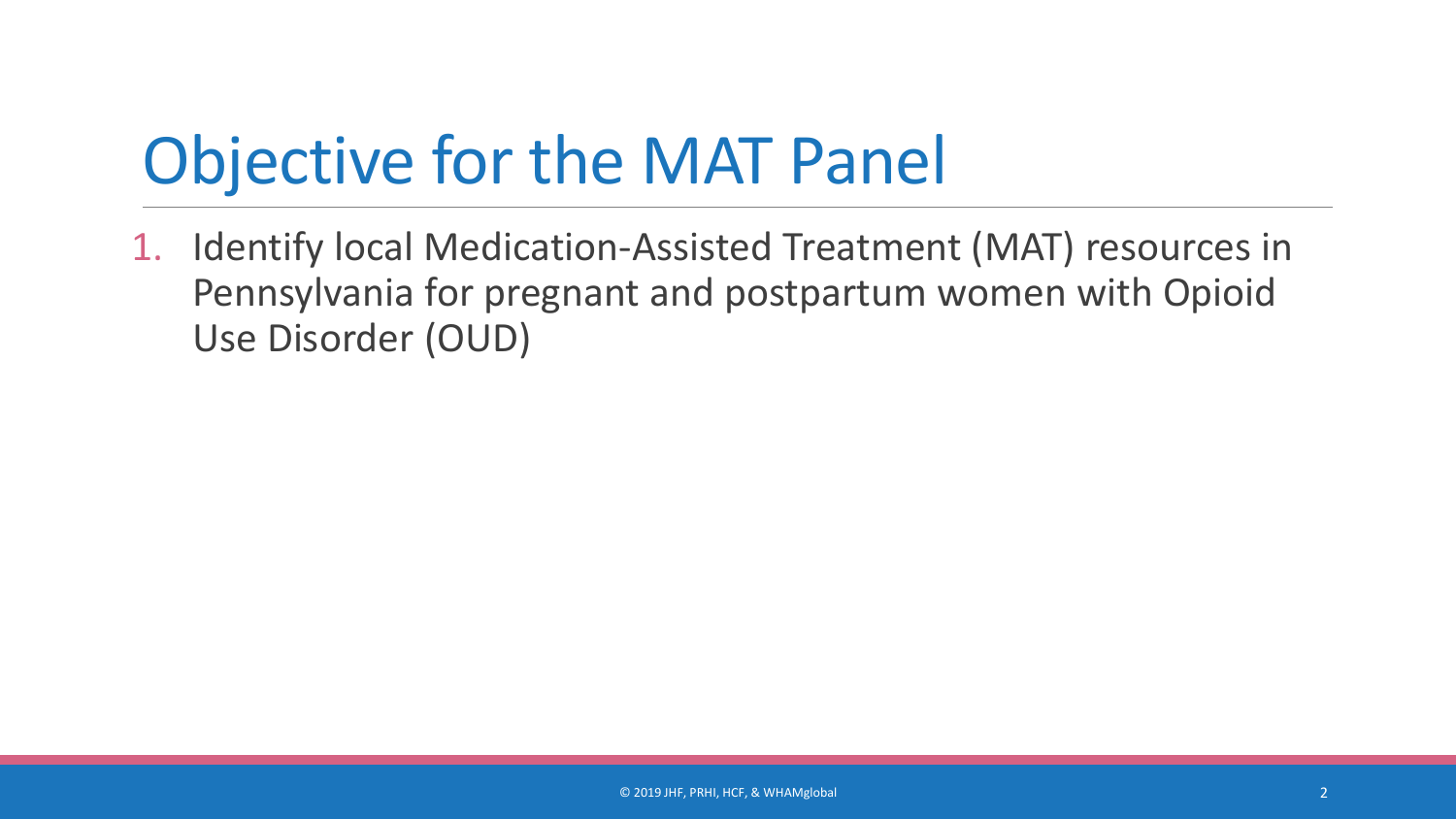# Objective for the MAT Panel

1. Identify local Medication-Assisted Treatment (MAT) resources in Pennsylvania for pregnant and postpartum women with Opioid Use Disorder (OUD)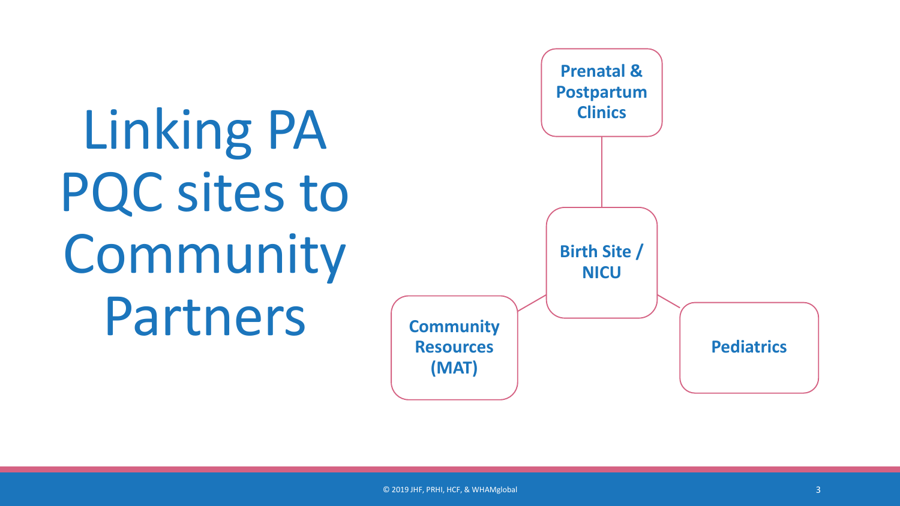# Linking PA PQC sites to Community Partners

- Prenatal & Postpartum Clinics
- Birth Site / NICU
- Community Resources (MAT)
- Pediatrics

© 2019 JHF, PRHI, HCF, & WHAMglobal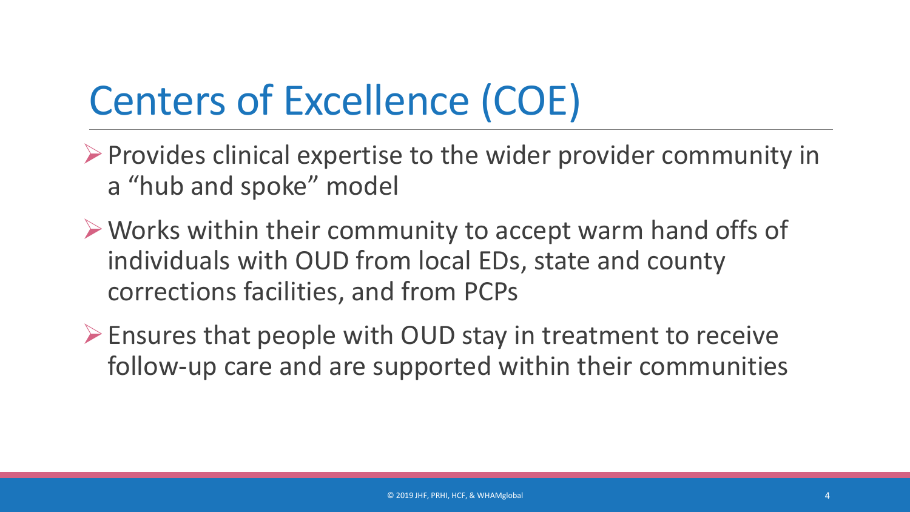# Centers of Excellence (COE)

- Provides clinical expertise to the wider provider community in a "hub and spoke" model
- Works within their community to accept warm hand offs of individuals with OUD from local EDs, state and county corrections facilities, and from PCPs
- Ensures that people with OUD stay in treatment to receive follow-up care and are supported within their communities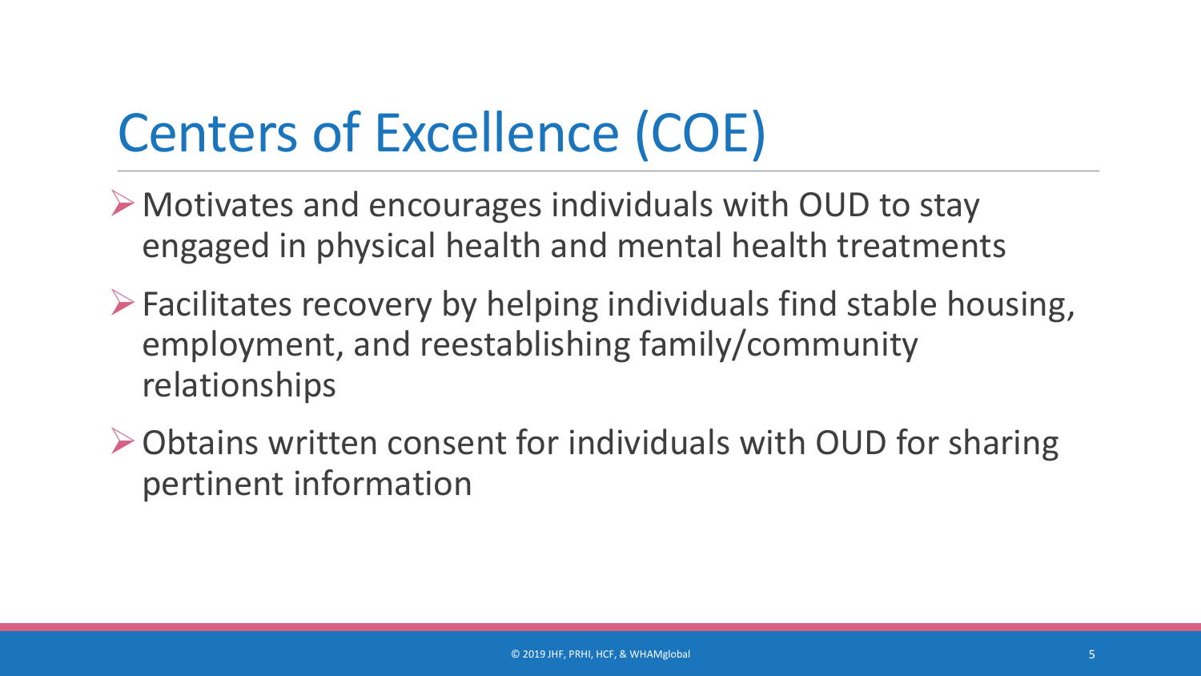# Centers of Excellence (COE)

- Motivates and encourages individuals with OUD to stay engaged in physical health and mental health treatments
- Facilitates recovery by helping individuals find stable housing, employment, and reestablishing family/community relationships
- Obtains written consent for individuals with OUD for sharing pertinent information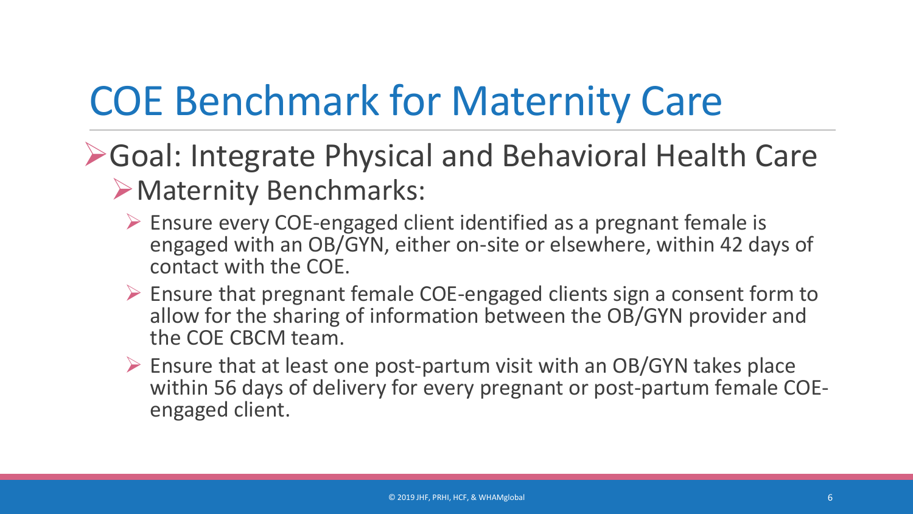# COE Benchmark for Maternity Care

- Goal: Integrate Physical and Behavioral Health Care
  - Maternity Benchmarks:
    - Ensure every COE-engaged client identified as a pregnant female is engaged with an OB/GYN, either on-site or elsewhere, within 42 days of contact with the COE.
    - Ensure that pregnant female COE-engaged clients sign a consent form to allow for the sharing of information between the OB/GYN provider and the COE CBCM team.
    - Ensure that at least one post-partum visit with an OB/GYN takes place within 56 days of delivery for every pregnant or post-partum female COE-engaged client.

© 2019 JHF, PRHI, HCF, & WHAMglobal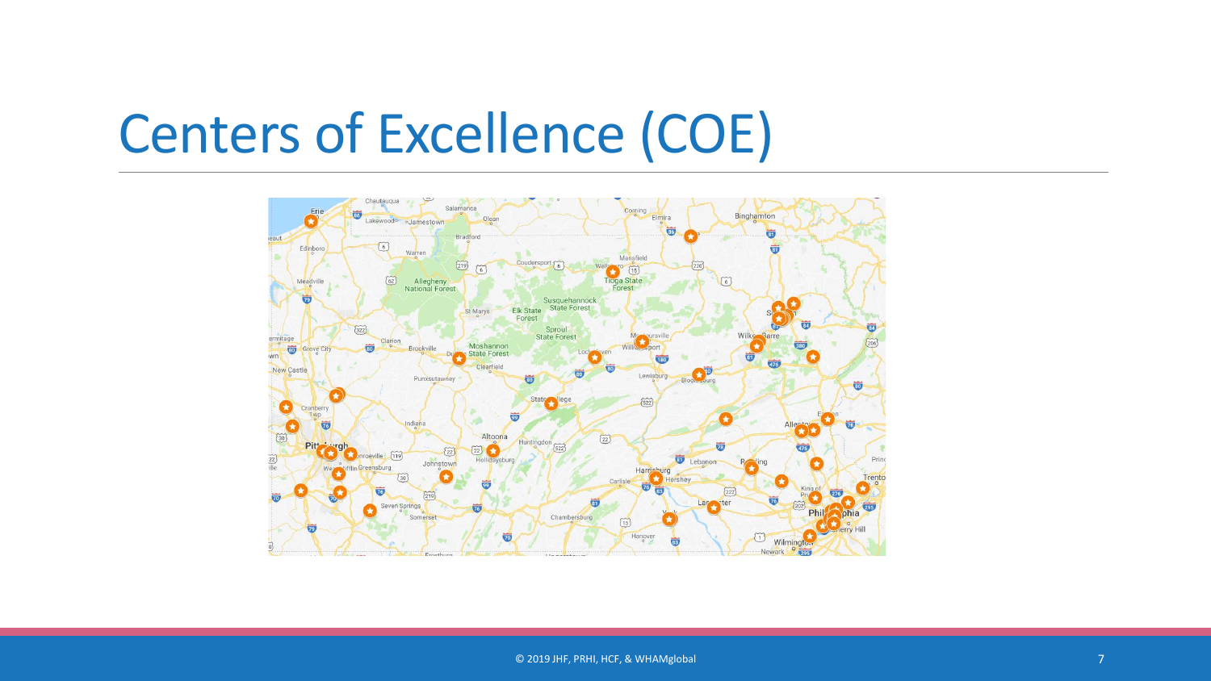# Centers of Excellence (COE)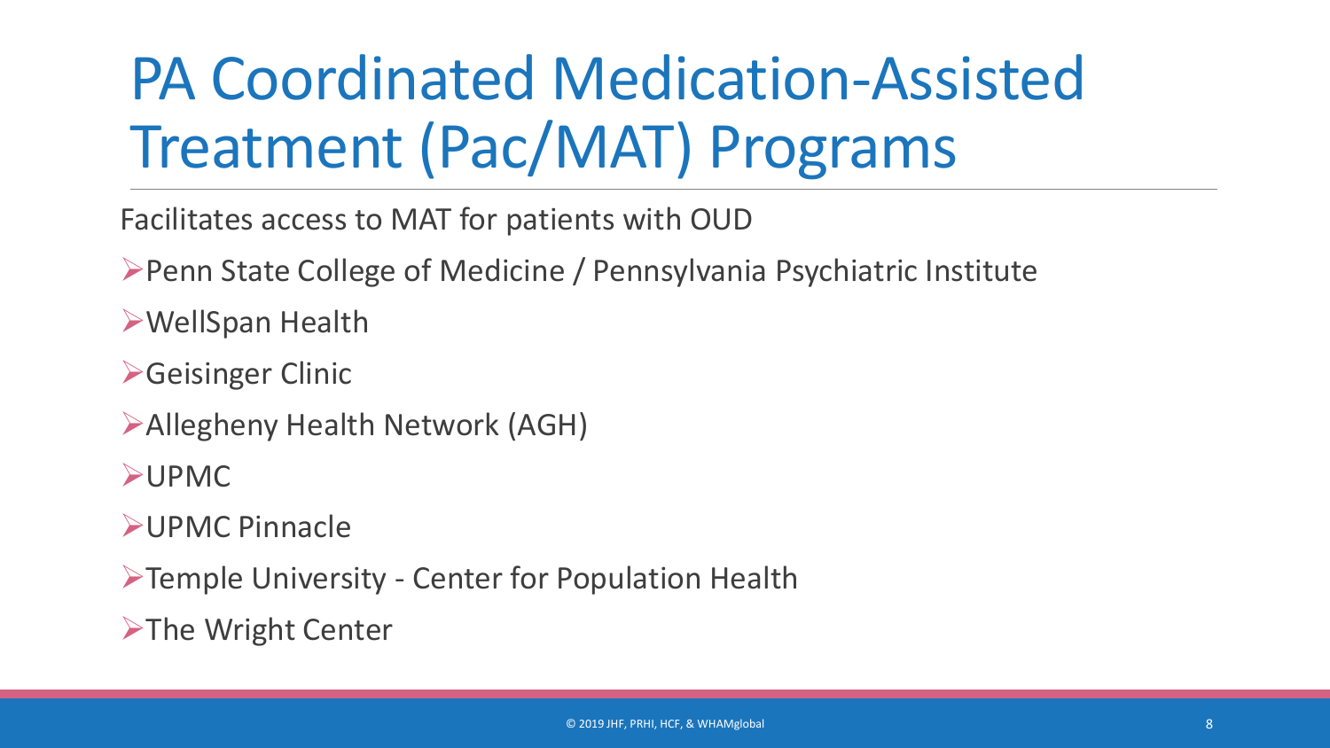# PA Coordinated Medication-Assisted Treatment (Pac/MAT) Programs

Facilitates access to MAT for patients with OUD

- Penn State College of Medicine / Pennsylvania Psychiatric Institute
- WellSpan Health
- Geisinger Clinic
- Allegheny Health Network (AGH)
- UPMC
- UPMC Pinnacle
- Temple University - Center for Population Health
- The Wright Center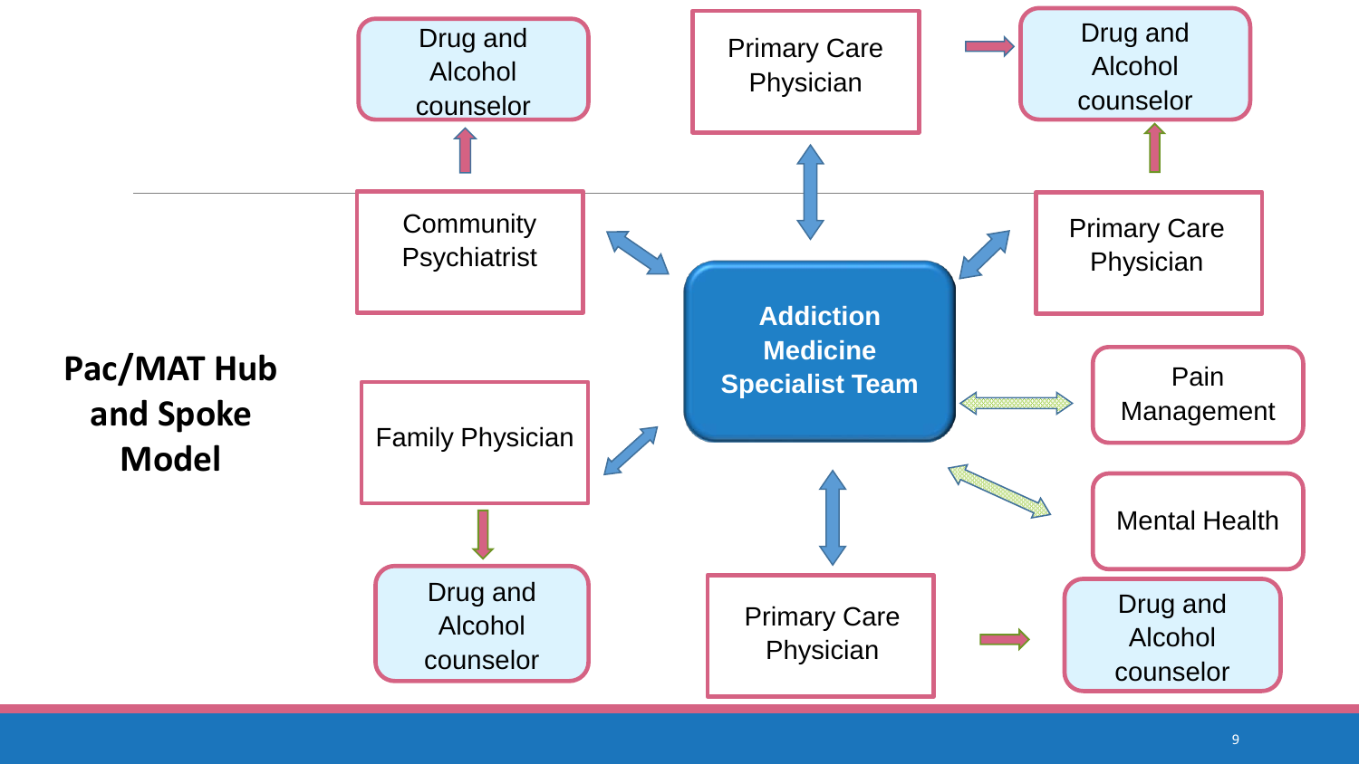## Pac/MAT Hub and Spoke Model

**Addiction Medicine Specialist Team**

- Community Psychiatrist → Drug and Alcohol counselor
- Primary Care Physician → Drug and Alcohol counselor
- Primary Care Physician → Drug and Alcohol counselor
- Family Physician → Drug and Alcohol counselor
- Primary Care Physician → Drug and Alcohol counselor
- Pain Management
- Mental Health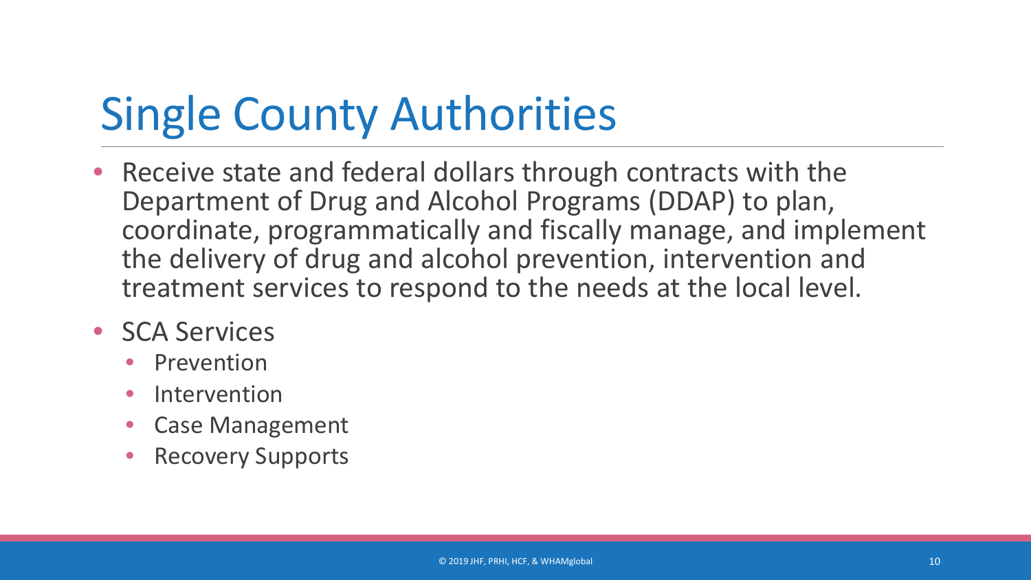# Single County Authorities

- Receive state and federal dollars through contracts with the Department of Drug and Alcohol Programs (DDAP) to plan, coordinate, programmatically and fiscally manage, and implement the delivery of drug and alcohol prevention, intervention and treatment services to respond to the needs at the local level.
- SCA Services
  - Prevention
  - Intervention
  - Case Management
  - Recovery Supports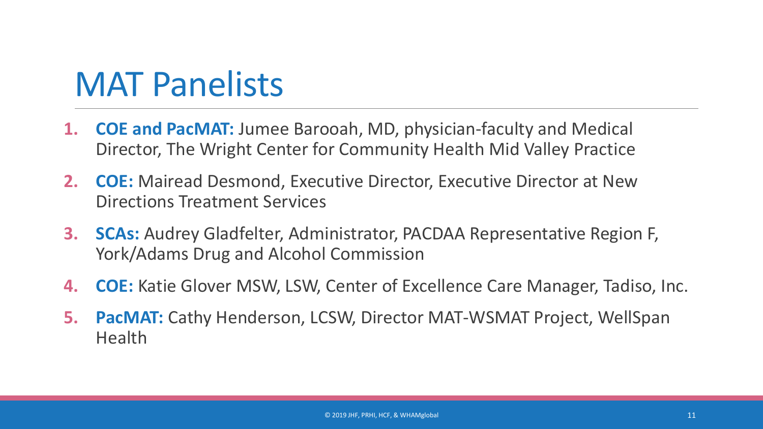# MAT Panelists

1. **COE and PacMAT:** Jumee Barooah, MD, physician-faculty and Medical Director, The Wright Center for Community Health Mid Valley Practice
2. **COE:** Mairead Desmond, Executive Director, Executive Director at New Directions Treatment Services
3. **SCAs:** Audrey Gladfelter, Administrator, PACDAA Representative Region F, York/Adams Drug and Alcohol Commission
4. **COE:** Katie Glover MSW, LSW, Center of Excellence Care Manager, Tadiso, Inc.
5. **PacMAT:** Cathy Henderson, LCSW, Director MAT-WSMAT Project, WellSpan Health

© 2019 JHF, PRHI, HCF, & WHAMglobal